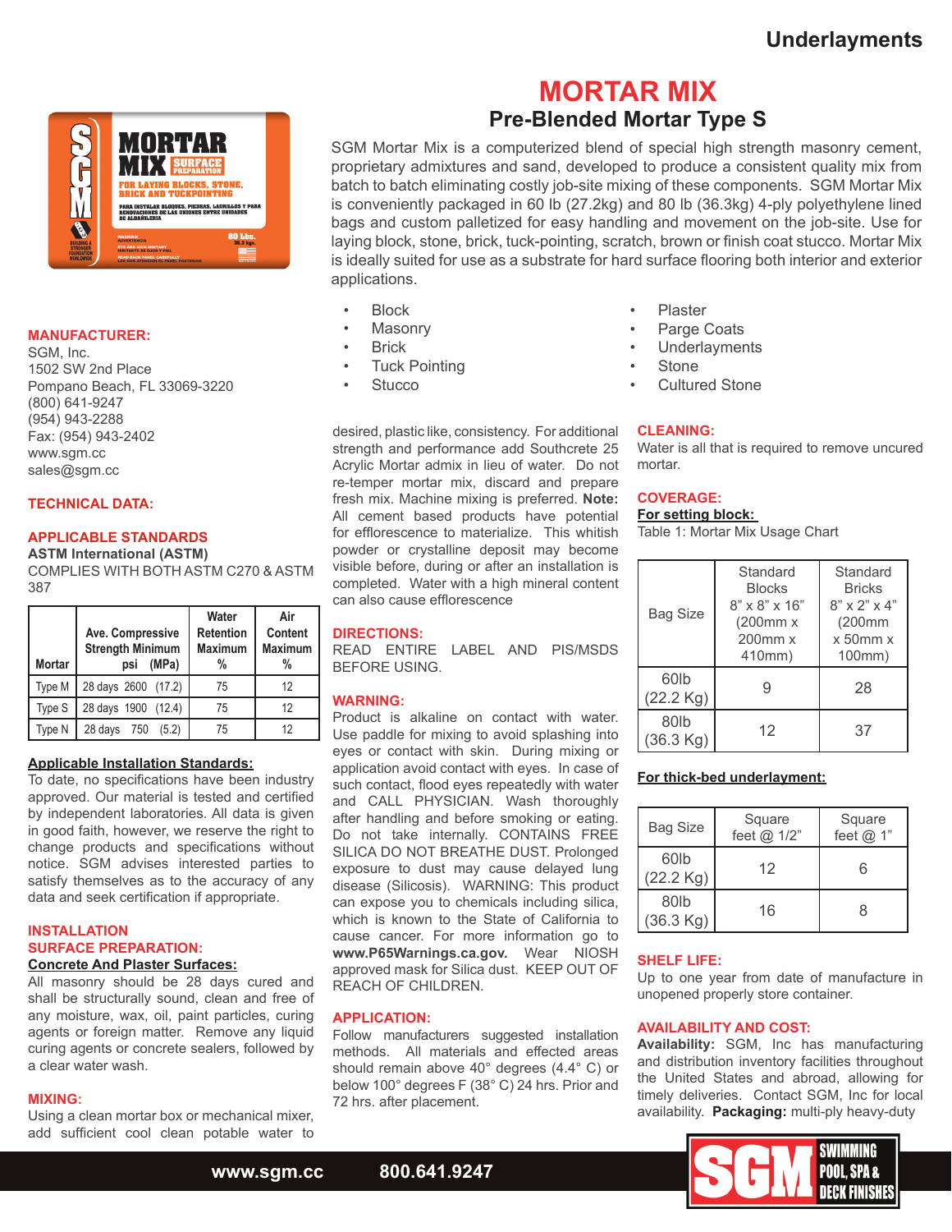# MORTAR MIX

## Pre-Blended Mortar Type S

SGM Mortar Mix is a computerized blend of special high strength masonry cement, proprietary admixtures and sand, developed to produce a consistent quality mix from batch to batch eliminating costly job-site mixing of these components. SGM Mortar Mix is conveniently packaged in 60 lb (27.2kg) and 80 lb (36.3kg) 4-ply polyethylene lined bags and custom palletized for easy handling and movement on the job-site. Use for laying block, stone, brick, tuck-pointing, scratch, brown or finish coat stucco. Mortar Mix is ideally suited for use as a substrate for hard surface flooring both interior and exterior applications.

- Block
- Masonry
- Brick
- Tuck Pointing
- Stucco
- Plaster
- Parge Coats
- Underlayments
- Stone
- Cultured Stone

### MANUFACTURER:

SGM, Inc.
1502 SW 2nd Place
Pompano Beach, FL 33069-3220
(800) 641-9247
(954) 943-2288
Fax: (954) 943-2402
www.sgm.cc
sales@sgm.cc

### TECHNICAL DATA:

### APPLICABLE STANDARDS

**ASTM International (ASTM)**

COMPLIES WITH BOTH ASTM C270 & ASTM 387

| Mortar | Ave. Compressive Strength Minimum psi (MPa) | Water Retention Maximum % | Air Content Maximum % |
|---|---|---|---|
| Type M | 28 days 2600 (17.2) | 75 | 12 |
| Type S | 28 days 1900 (12.4) | 75 | 12 |
| Type N | 28 days 750 (5.2) | 75 | 12 |

**Applicable Installation Standards:**

To date, no specifications have been industry approved. Our material is tested and certified by independent laboratories. All data is given in good faith, however, we reserve the right to change products and specifications without notice. SGM advises interested parties to satisfy themselves as to the accuracy of any data and seek certification if appropriate.

### INSTALLATION

### SURFACE PREPARATION:

**Concrete And Plaster Surfaces:**

All masonry should be 28 days cured and shall be structurally sound, clean and free of any moisture, wax, oil, paint particles, curing agents or foreign matter. Remove any liquid curing agents or concrete sealers, followed by a clear water wash.

### MIXING:

Using a clean mortar box or mechanical mixer, add sufficient cool clean potable water to desired, plastic like, consistency. For additional strength and performance add Southcrete 25 Acrylic Mortar admix in lieu of water. Do not re-temper mortar mix, discard and prepare fresh mix. Machine mixing is preferred. **Note:** All cement based products have potential for efflorescence to materialize. This whitish powder or crystalline deposit may become visible before, during or after an installation is completed. Water with a high mineral content can also cause efflorescence

### DIRECTIONS:

READ ENTIRE LABEL AND PIS/MSDS BEFORE USING.

### WARNING:

Product is alkaline on contact with water. Use paddle for mixing to avoid splashing into eyes or contact with skin. During mixing or application avoid contact with eyes. In case of such contact, flood eyes repeatedly with water and CALL PHYSICIAN. Wash thoroughly after handling and before smoking or eating. Do not take internally. CONTAINS FREE SILICA DO NOT BREATHE DUST. Prolonged exposure to dust may cause delayed lung disease (Silicosis). WARNING: This product can expose you to chemicals including silica, which is known to the State of California to cause cancer. For more information go to **www.P65Warnings.ca.gov.** Wear NIOSH approved mask for Silica dust. KEEP OUT OF REACH OF CHILDREN.

### APPLICATION:

Follow manufacturers suggested installation methods. All materials and effected areas should remain above 40° degrees (4.4° C) or below 100° degrees F (38° C) 24 hrs. Prior and 72 hrs. after placement.

### CLEANING:

Water is all that is required to remove uncured mortar.

### COVERAGE:

**For setting block:**

Table 1: Mortar Mix Usage Chart

| Bag Size | Standard Blocks 8" x 8" x 16" (200mm x 200mm x 410mm) | Standard Bricks 8" x 2" x 4" (200mm x 50mm x 100mm) |
|---|---|---|
| 60lb (22.2 Kg) | 9 | 28 |
| 80lb (36.3 Kg) | 12 | 37 |

**For thick-bed underlayment:**

| Bag Size | Square feet @ 1/2" | Square feet @ 1" |
|---|---|---|
| 60lb (22.2 Kg) | 12 | 6 |
| 80lb (36.3 Kg) | 16 | 8 |

### SHELF LIFE:

Up to one year from date of manufacture in unopened properly store container.

### AVAILABILITY AND COST:

**Availability:** SGM, Inc has manufacturing and distribution inventory facilities throughout the United States and abroad, allowing for timely deliveries. Contact SGM, Inc for local availability. **Packaging:** multi-ply heavy-duty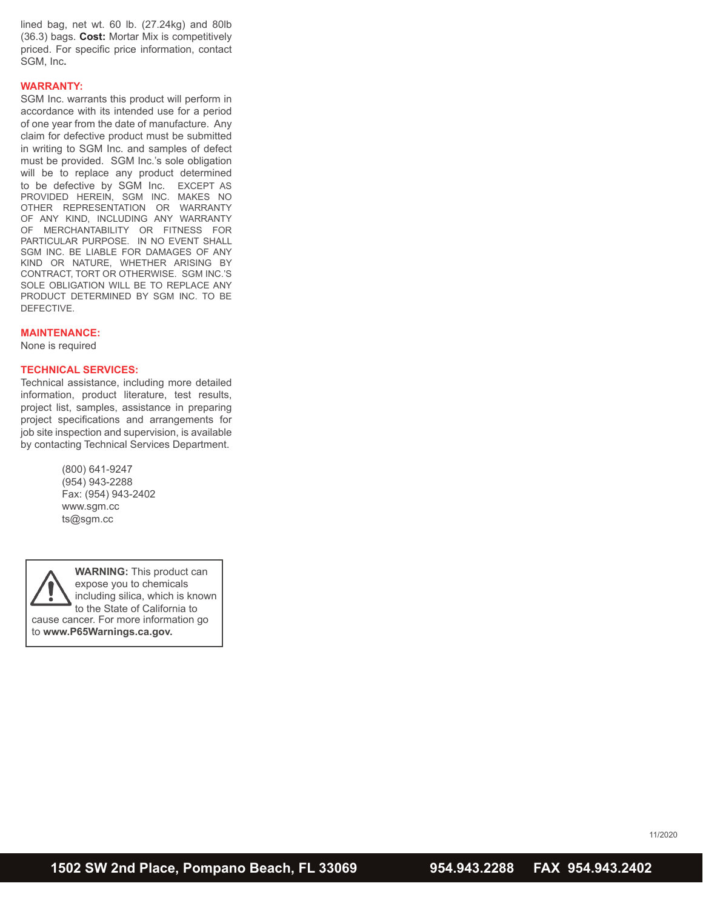lined bag, net wt. 60 lb. (27.24kg) and 80lb (36.3) bags. **Cost:** Mortar Mix is competitively priced. For specific price information, contact SGM, Inc**.**

## WARRANTY:

SGM Inc. warrants this product will perform in accordance with its intended use for a period of one year from the date of manufacture. Any claim for defective product must be submitted in writing to SGM Inc. and samples of defect must be provided. SGM Inc.'s sole obligation will be to replace any product determined to be defective by SGM Inc. EXCEPT AS PROVIDED HEREIN, SGM INC. MAKES NO OTHER REPRESENTATION OR WARRANTY OF ANY KIND, INCLUDING ANY WARRANTY OF MERCHANTABILITY OR FITNESS FOR PARTICULAR PURPOSE. IN NO EVENT SHALL SGM INC. BE LIABLE FOR DAMAGES OF ANY KIND OR NATURE, WHETHER ARISING BY CONTRACT, TORT OR OTHERWISE. SGM INC.'S SOLE OBLIGATION WILL BE TO REPLACE ANY PRODUCT DETERMINED BY SGM INC. TO BE DEFECTIVE.

## MAINTENANCE:

None is required

## TECHNICAL SERVICES:

Technical assistance, including more detailed information, product literature, test results, project list, samples, assistance in preparing project specifications and arrangements for job site inspection and supervision, is available by contacting Technical Services Department.

(800) 641-9247
(954) 943-2288
Fax: (954) 943-2402
www.sgm.cc
ts@sgm.cc

**WARNING:** This product can expose you to chemicals including silica, which is known to the State of California to cause cancer. For more information go to **www.P65Warnings.ca.gov.**

11/2020

**1502 SW 2nd Place, Pompano Beach, FL 33069** **954.943.2288** **FAX 954.943.2402**